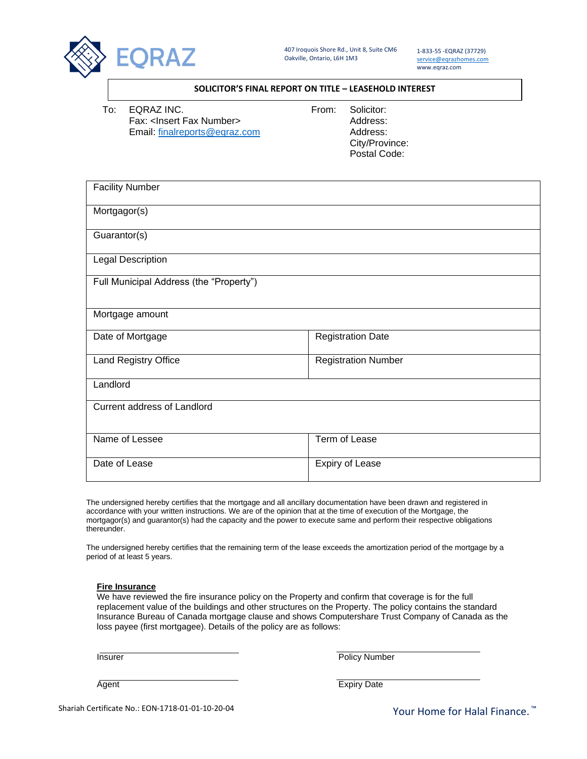EQRAZ

407 Iroquois Shore Rd., Unit 8, Suite CM6
Oakville, Ontario, L6H 1M3

1-833-55 -EQRAZ (37729)
service@eqrazhomes.com
www.eqraz.com

## SOLICITOR'S FINAL REPORT ON TITLE – LEASEHOLD INTEREST

To: EQRAZ INC.
Fax: <Insert Fax Number>
Email: finalreports@eqraz.com

From: Solicitor:
Address:
Address:
City/Province:
Postal Code:

| Facility Number | |
|---|---|
| Mortgagor(s) | |
| Guarantor(s) | |
| Legal Description | |
| Full Municipal Address (the "Property") | |
| Mortgage amount | |
| Date of Mortgage | Registration Date |
| Land Registry Office | Registration Number |
| Landlord | |
| Current address of Landlord | |
| Name of Lessee | Term of Lease |
| Date of Lease | Expiry of Lease |

The undersigned hereby certifies that the mortgage and all ancillary documentation have been drawn and registered in accordance with your written instructions. We are of the opinion that at the time of execution of the Mortgage, the mortgagor(s) and guarantor(s) had the capacity and the power to execute same and perform their respective obligations thereunder.

The undersigned hereby certifies that the remaining term of the lease exceeds the amortization period of the mortgage by a period of at least 5 years.

**Fire Insurance**

We have reviewed the fire insurance policy on the Property and confirm that coverage is for the full replacement value of the buildings and other structures on the Property. The policy contains the standard Insurance Bureau of Canada mortgage clause and shows Computershare Trust Company of Canada as the loss payee (first mortgagee). Details of the policy are as follows:

Insurer ______________________ Policy Number ______________________

Agent ______________________ Expiry Date ______________________

Shariah Certificate No.: EON-1718-01-01-10-20-04

Your Home for Halal Finance.™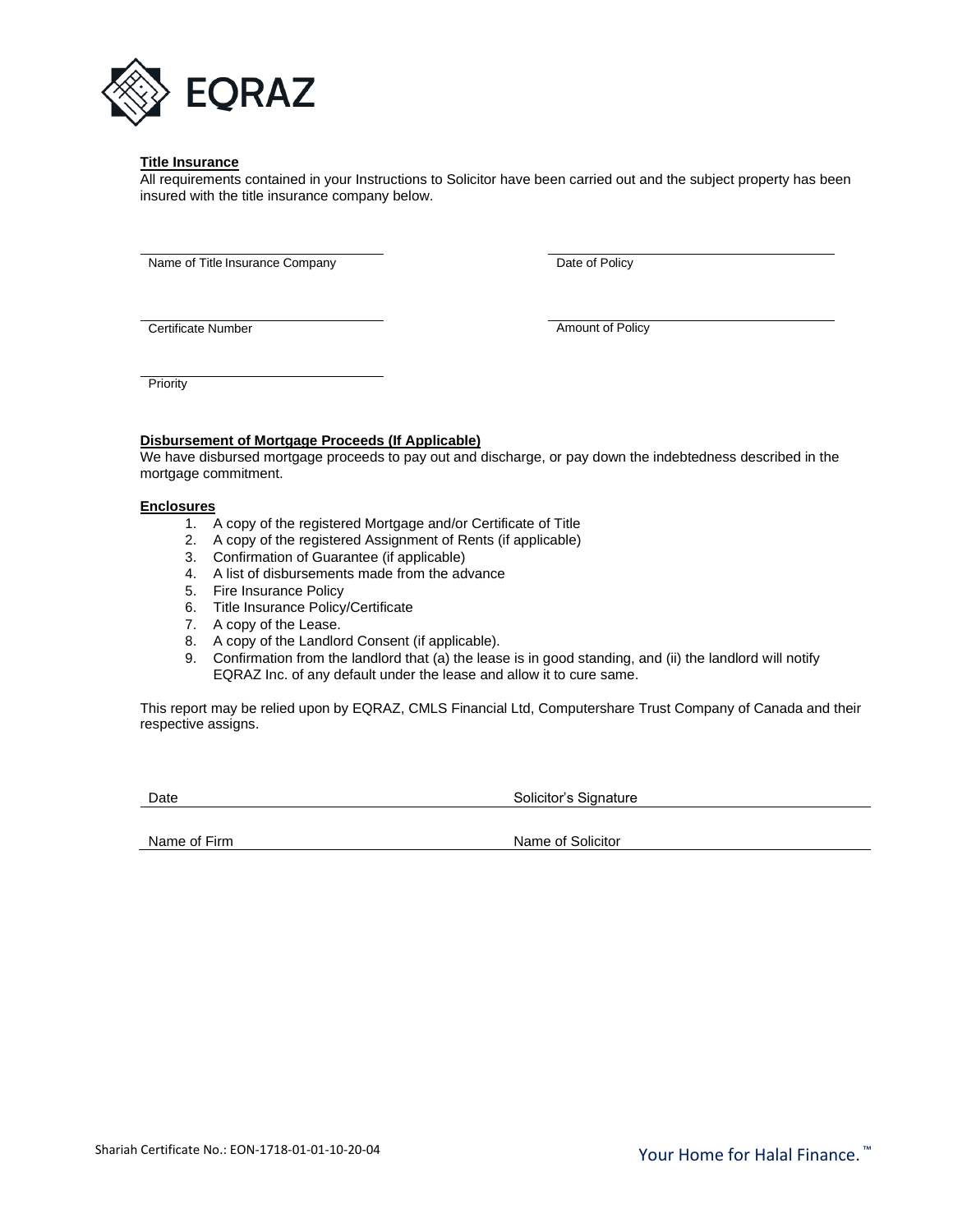**Title Insurance**

All requirements contained in your Instructions to Solicitor have been carried out and the subject property has been insured with the title insurance company below.

Name of Title Insurance Company ______________________

Date of Policy ______________________

Certificate Number ______________________

Amount of Policy ______________________

Priority ______________________

**Disbursement of Mortgage Proceeds (If Applicable)**

We have disbursed mortgage proceeds to pay out and discharge, or pay down the indebtedness described in the mortgage commitment.

**Enclosures**

1. A copy of the registered Mortgage and/or Certificate of Title
2. A copy of the registered Assignment of Rents (if applicable)
3. Confirmation of Guarantee (if applicable)
4. A list of disbursements made from the advance
5. Fire Insurance Policy
6. Title Insurance Policy/Certificate
7. A copy of the Lease.
8. A copy of the Landlord Consent (if applicable).
9. Confirmation from the landlord that (a) the lease is in good standing, and (ii) the landlord will notify EQRAZ Inc. of any default under the lease and allow it to cure same.

This report may be relied upon by EQRAZ, CMLS Financial Ltd, Computershare Trust Company of Canada and their respective assigns.

Date ______________________ Solicitor's Signature ______________________

Name of Firm ______________________ Name of Solicitor ______________________

Shariah Certificate No.: EON-1718-01-01-10-20-04

Your Home for Halal Finance.™